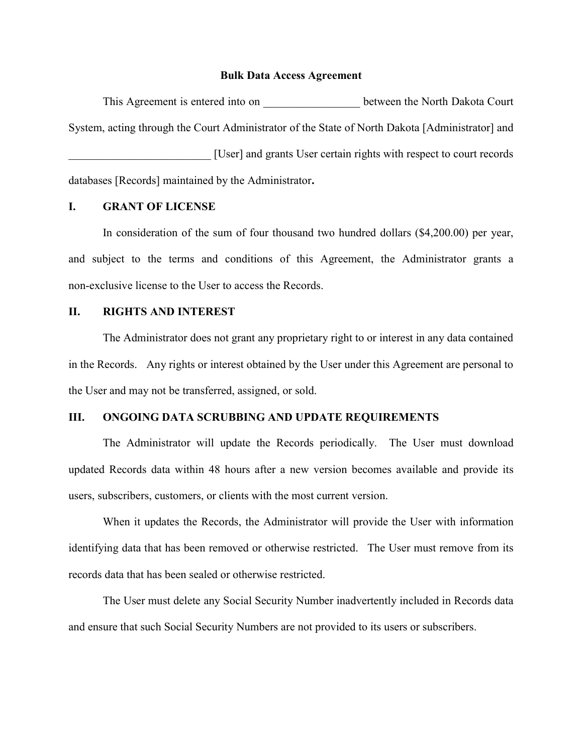**Bulk Data Access Agreement**

This Agreement is entered into on _________________ between the North Dakota Court System, acting through the Court Administrator of the State of North Dakota [Administrator] and _________________________ [User] and grants User certain rights with respect to court records databases [Records] maintained by the Administrator**.**

## I. GRANT OF LICENSE

In consideration of the sum of four thousand two hundred dollars ($4,200.00) per year, and subject to the terms and conditions of this Agreement, the Administrator grants a non-exclusive license to the User to access the Records.

## II. RIGHTS AND INTEREST

The Administrator does not grant any proprietary right to or interest in any data contained in the Records. Any rights or interest obtained by the User under this Agreement are personal to the User and may not be transferred, assigned, or sold.

## III. ONGOING DATA SCRUBBING AND UPDATE REQUIREMENTS

The Administrator will update the Records periodically. The User must download updated Records data within 48 hours after a new version becomes available and provide its users, subscribers, customers, or clients with the most current version.

When it updates the Records, the Administrator will provide the User with information identifying data that has been removed or otherwise restricted. The User must remove from its records data that has been sealed or otherwise restricted.

The User must delete any Social Security Number inadvertently included in Records data and ensure that such Social Security Numbers are not provided to its users or subscribers.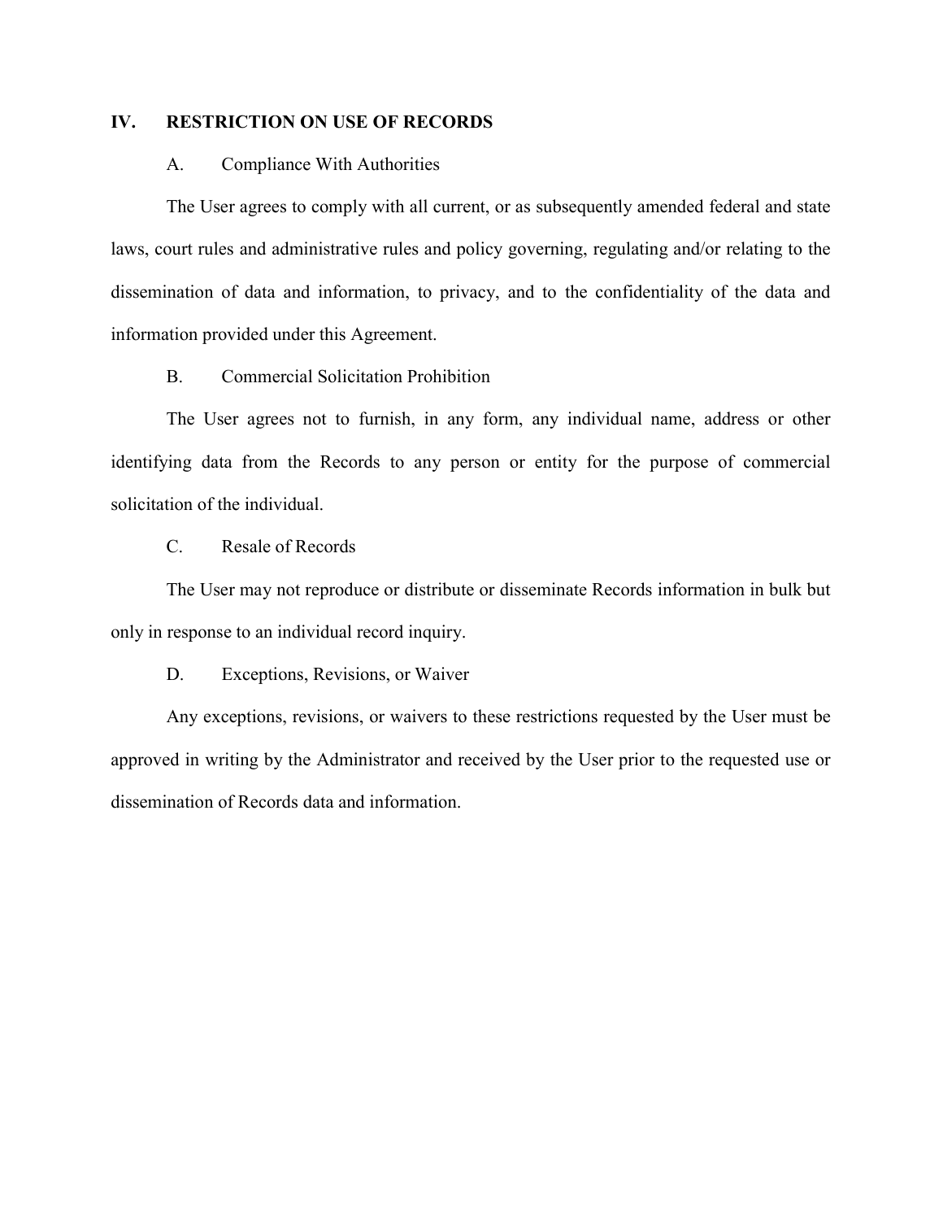## IV. RESTRICTION ON USE OF RECORDS

### A. Compliance With Authorities

The User agrees to comply with all current, or as subsequently amended federal and state laws, court rules and administrative rules and policy governing, regulating and/or relating to the dissemination of data and information, to privacy, and to the confidentiality of the data and information provided under this Agreement.

### B. Commercial Solicitation Prohibition

The User agrees not to furnish, in any form, any individual name, address or other identifying data from the Records to any person or entity for the purpose of commercial solicitation of the individual.

### C. Resale of Records

The User may not reproduce or distribute or disseminate Records information in bulk but only in response to an individual record inquiry.

### D. Exceptions, Revisions, or Waiver

Any exceptions, revisions, or waivers to these restrictions requested by the User must be approved in writing by the Administrator and received by the User prior to the requested use or dissemination of Records data and information.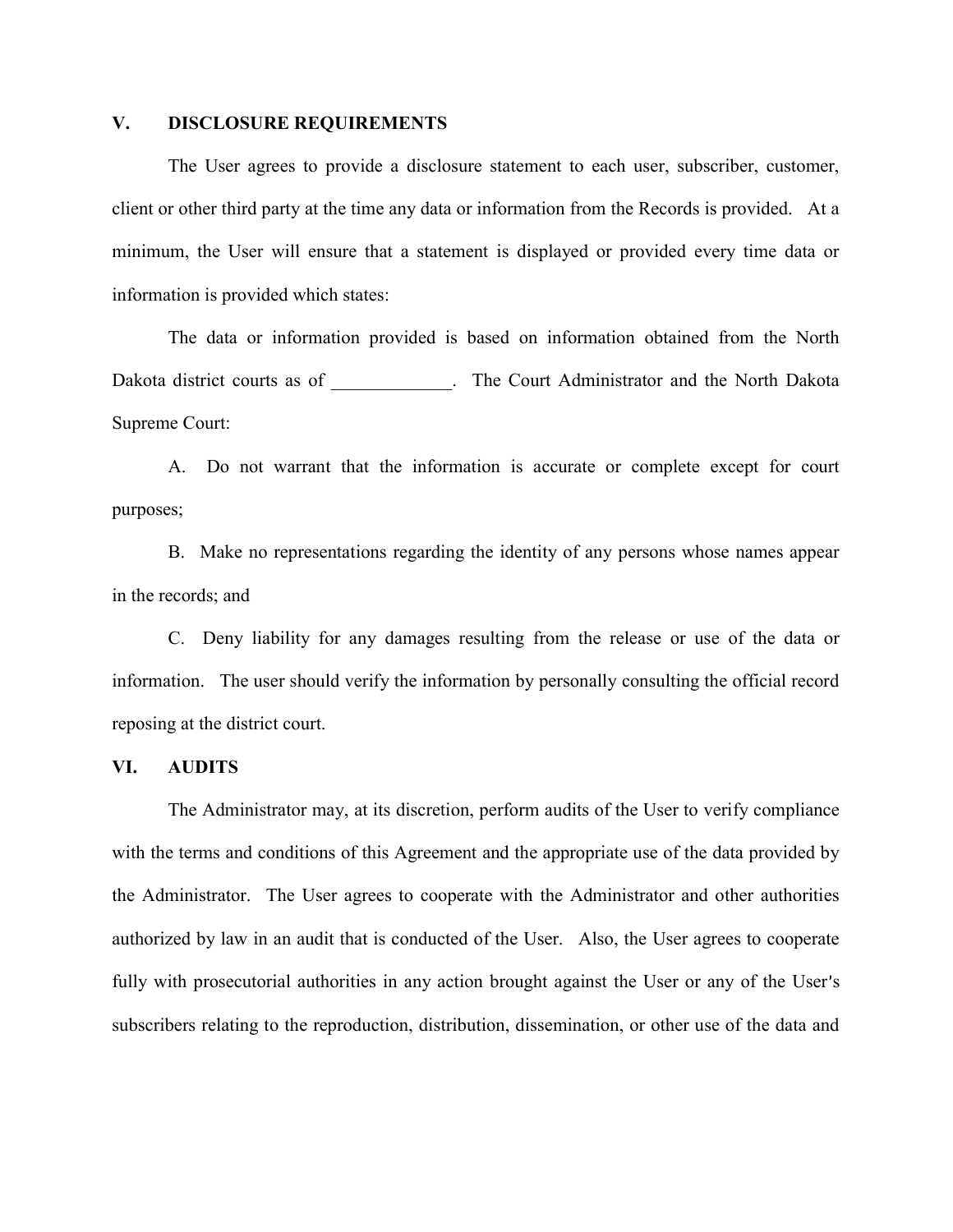## V. DISCLOSURE REQUIREMENTS

The User agrees to provide a disclosure statement to each user, subscriber, customer, client or other third party at the time any data or information from the Records is provided. At a minimum, the User will ensure that a statement is displayed or provided every time data or information is provided which states:

The data or information provided is based on information obtained from the North Dakota district courts as of _____________. The Court Administrator and the North Dakota Supreme Court:

A. Do not warrant that the information is accurate or complete except for court purposes;

B. Make no representations regarding the identity of any persons whose names appear in the records; and

C. Deny liability for any damages resulting from the release or use of the data or information. The user should verify the information by personally consulting the official record reposing at the district court.

## VI. AUDITS

The Administrator may, at its discretion, perform audits of the User to verify compliance with the terms and conditions of this Agreement and the appropriate use of the data provided by the Administrator. The User agrees to cooperate with the Administrator and other authorities authorized by law in an audit that is conducted of the User. Also, the User agrees to cooperate fully with prosecutorial authorities in any action brought against the User or any of the User's subscribers relating to the reproduction, distribution, dissemination, or other use of the data and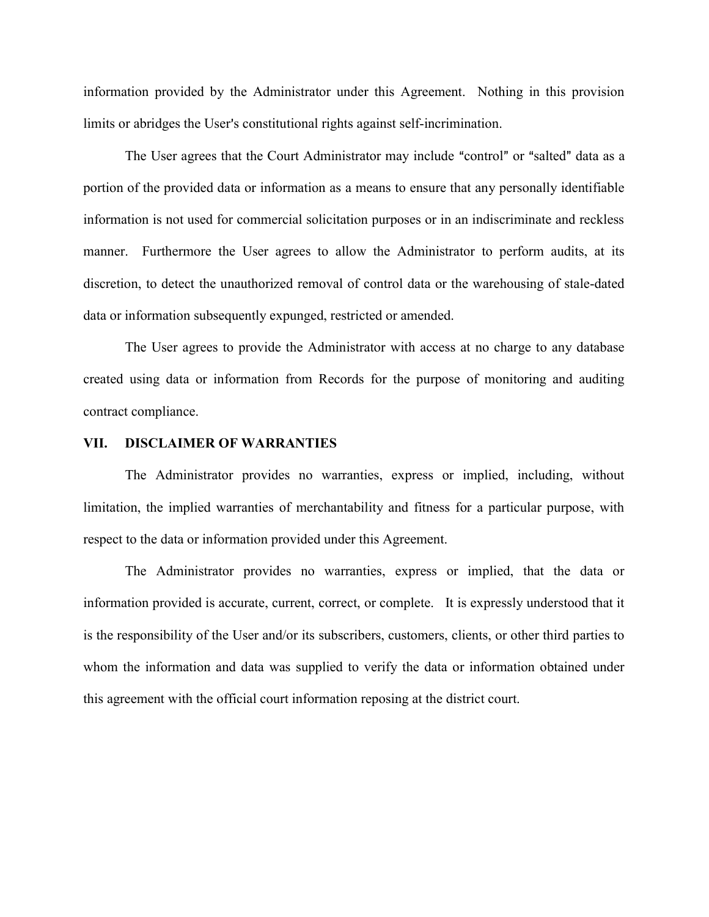information provided by the Administrator under this Agreement. Nothing in this provision limits or abridges the User's constitutional rights against self-incrimination.

The User agrees that the Court Administrator may include "control" or "salted" data as a portion of the provided data or information as a means to ensure that any personally identifiable information is not used for commercial solicitation purposes or in an indiscriminate and reckless manner. Furthermore the User agrees to allow the Administrator to perform audits, at its discretion, to detect the unauthorized removal of control data or the warehousing of stale-dated data or information subsequently expunged, restricted or amended.

The User agrees to provide the Administrator with access at no charge to any database created using data or information from Records for the purpose of monitoring and auditing contract compliance.

## VII. DISCLAIMER OF WARRANTIES

The Administrator provides no warranties, express or implied, including, without limitation, the implied warranties of merchantability and fitness for a particular purpose, with respect to the data or information provided under this Agreement.

The Administrator provides no warranties, express or implied, that the data or information provided is accurate, current, correct, or complete. It is expressly understood that it is the responsibility of the User and/or its subscribers, customers, clients, or other third parties to whom the information and data was supplied to verify the data or information obtained under this agreement with the official court information reposing at the district court.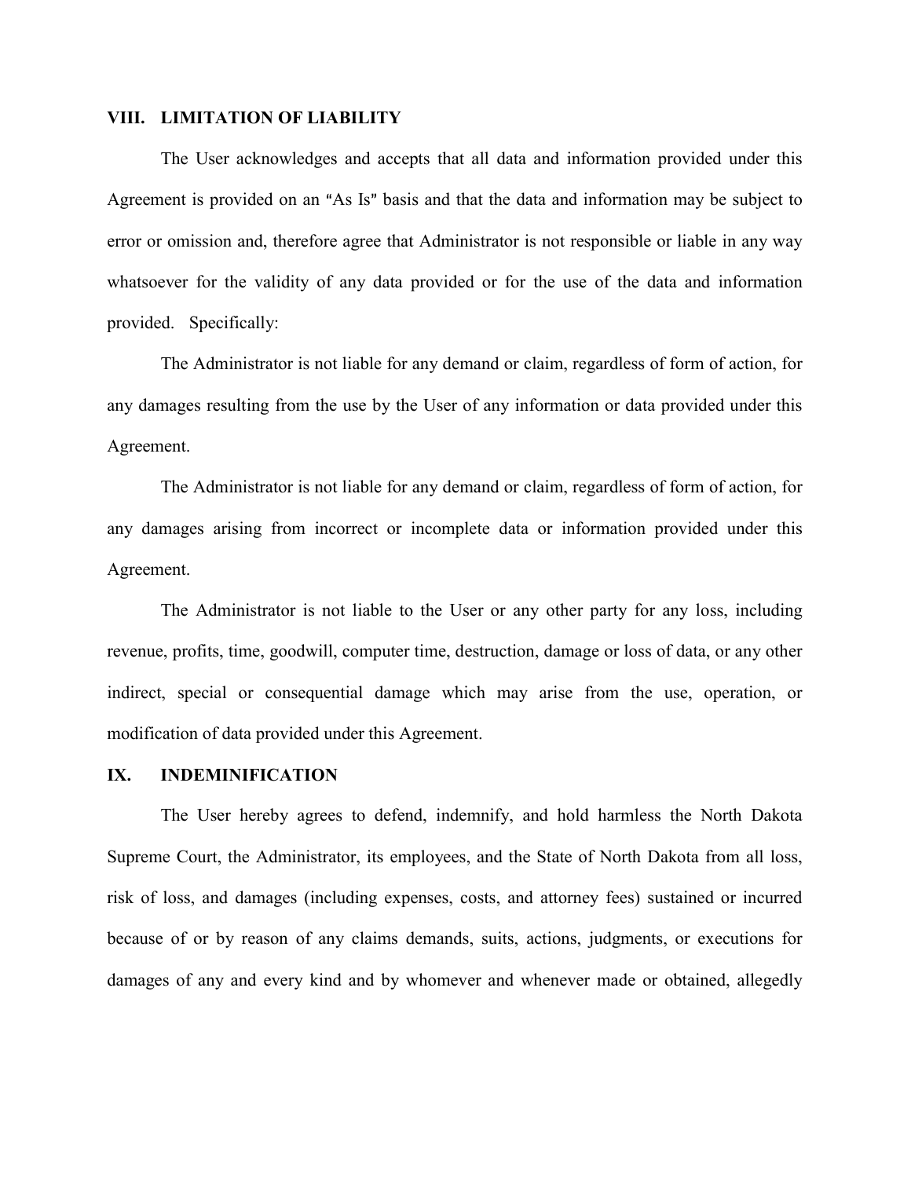## VIII. LIMITATION OF LIABILITY

The User acknowledges and accepts that all data and information provided under this Agreement is provided on an "As Is" basis and that the data and information may be subject to error or omission and, therefore agree that Administrator is not responsible or liable in any way whatsoever for the validity of any data provided or for the use of the data and information provided. Specifically:

The Administrator is not liable for any demand or claim, regardless of form of action, for any damages resulting from the use by the User of any information or data provided under this Agreement.

The Administrator is not liable for any demand or claim, regardless of form of action, for any damages arising from incorrect or incomplete data or information provided under this Agreement.

The Administrator is not liable to the User or any other party for any loss, including revenue, profits, time, goodwill, computer time, destruction, damage or loss of data, or any other indirect, special or consequential damage which may arise from the use, operation, or modification of data provided under this Agreement.

## IX. INDEMINIFICATION

The User hereby agrees to defend, indemnify, and hold harmless the North Dakota Supreme Court, the Administrator, its employees, and the State of North Dakota from all loss, risk of loss, and damages (including expenses, costs, and attorney fees) sustained or incurred because of or by reason of any claims demands, suits, actions, judgments, or executions for damages of any and every kind and by whomever and whenever made or obtained, allegedly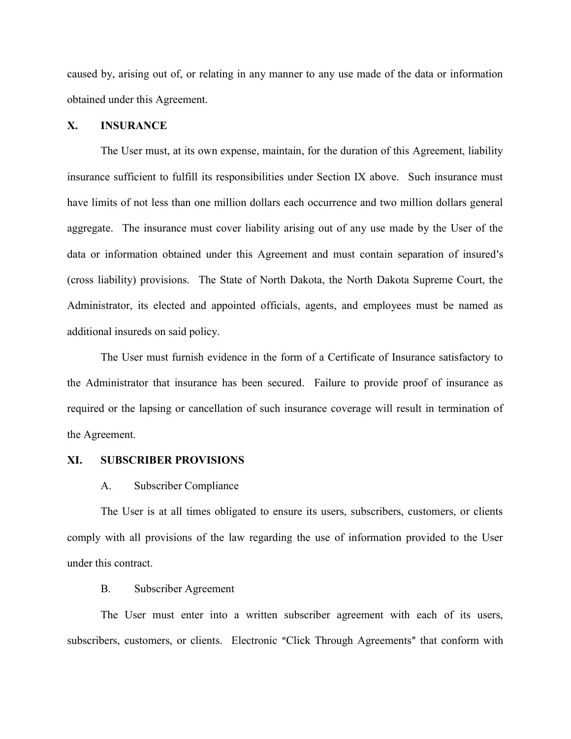caused by, arising out of, or relating in any manner to any use made of the data or information obtained under this Agreement.

## X. INSURANCE

The User must, at its own expense, maintain, for the duration of this Agreement, liability insurance sufficient to fulfill its responsibilities under Section IX above. Such insurance must have limits of not less than one million dollars each occurrence and two million dollars general aggregate. The insurance must cover liability arising out of any use made by the User of the data or information obtained under this Agreement and must contain separation of insured's (cross liability) provisions. The State of North Dakota, the North Dakota Supreme Court, the Administrator, its elected and appointed officials, agents, and employees must be named as additional insureds on said policy.

The User must furnish evidence in the form of a Certificate of Insurance satisfactory to the Administrator that insurance has been secured. Failure to provide proof of insurance as required or the lapsing or cancellation of such insurance coverage will result in termination of the Agreement.

## XI. SUBSCRIBER PROVISIONS

### A. Subscriber Compliance

The User is at all times obligated to ensure its users, subscribers, customers, or clients comply with all provisions of the law regarding the use of information provided to the User under this contract.

### B. Subscriber Agreement

The User must enter into a written subscriber agreement with each of its users, subscribers, customers, or clients. Electronic "Click Through Agreements" that conform with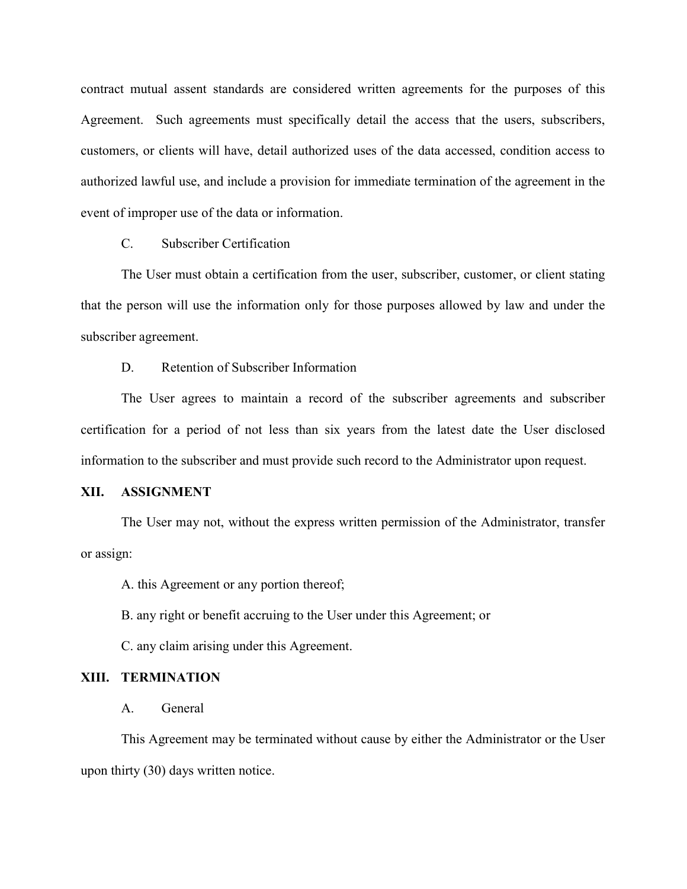contract mutual assent standards are considered written agreements for the purposes of this Agreement. Such agreements must specifically detail the access that the users, subscribers, customers, or clients will have, detail authorized uses of the data accessed, condition access to authorized lawful use, and include a provision for immediate termination of the agreement in the event of improper use of the data or information.

C. Subscriber Certification

The User must obtain a certification from the user, subscriber, customer, or client stating that the person will use the information only for those purposes allowed by law and under the subscriber agreement.

D. Retention of Subscriber Information

The User agrees to maintain a record of the subscriber agreements and subscriber certification for a period of not less than six years from the latest date the User disclosed information to the subscriber and must provide such record to the Administrator upon request.

## XII. ASSIGNMENT

The User may not, without the express written permission of the Administrator, transfer or assign:

A. this Agreement or any portion thereof;

B. any right or benefit accruing to the User under this Agreement; or

C. any claim arising under this Agreement.

## XIII. TERMINATION

A. General

This Agreement may be terminated without cause by either the Administrator or the User upon thirty (30) days written notice.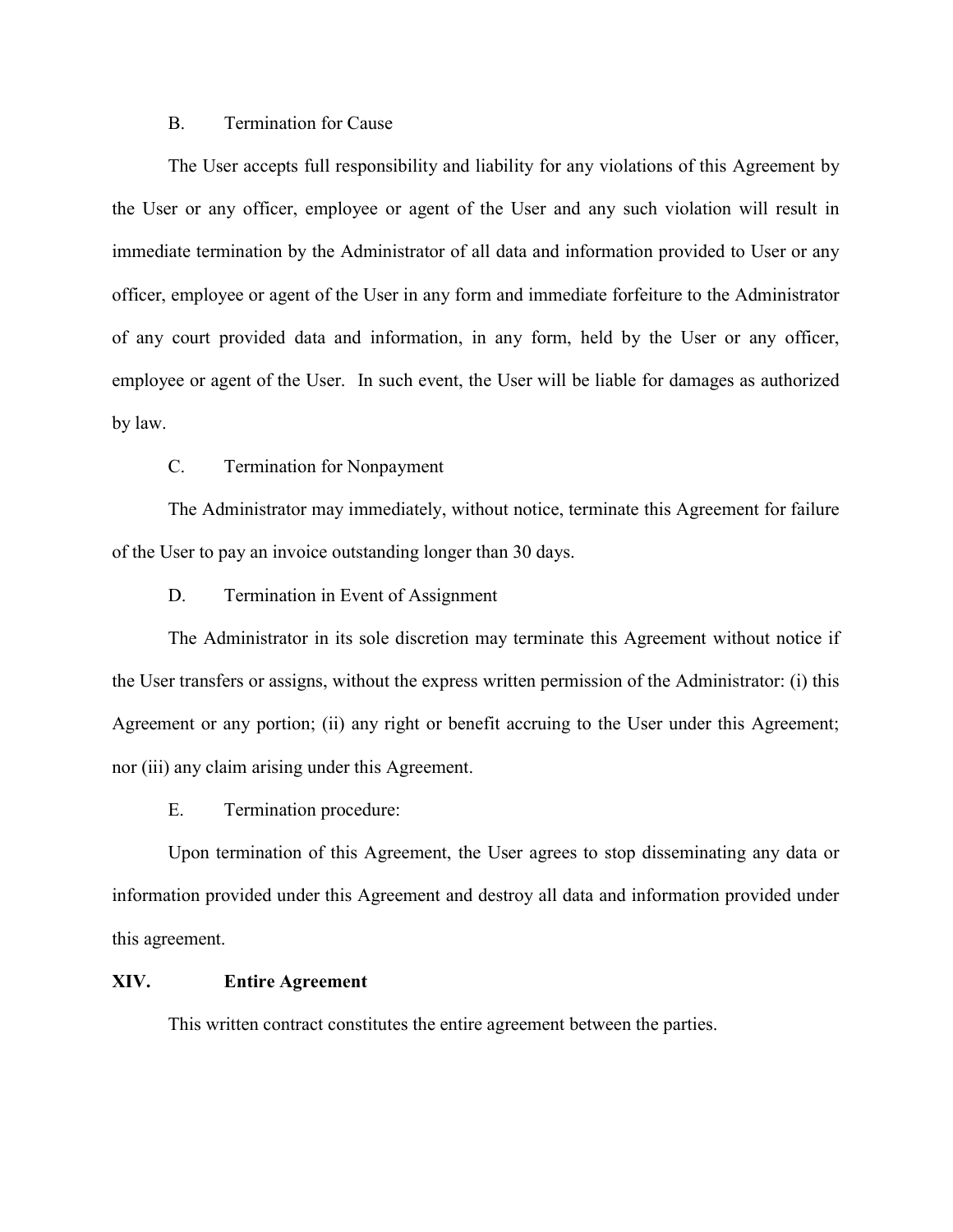B. Termination for Cause

The User accepts full responsibility and liability for any violations of this Agreement by the User or any officer, employee or agent of the User and any such violation will result in immediate termination by the Administrator of all data and information provided to User or any officer, employee or agent of the User in any form and immediate forfeiture to the Administrator of any court provided data and information, in any form, held by the User or any officer, employee or agent of the User. In such event, the User will be liable for damages as authorized by law.

C. Termination for Nonpayment

The Administrator may immediately, without notice, terminate this Agreement for failure of the User to pay an invoice outstanding longer than 30 days.

D. Termination in Event of Assignment

The Administrator in its sole discretion may terminate this Agreement without notice if the User transfers or assigns, without the express written permission of the Administrator: (i) this Agreement or any portion; (ii) any right or benefit accruing to the User under this Agreement; nor (iii) any claim arising under this Agreement.

E. Termination procedure:

Upon termination of this Agreement, the User agrees to stop disseminating any data or information provided under this Agreement and destroy all data and information provided under this agreement.

## XIV. Entire Agreement

This written contract constitutes the entire agreement between the parties.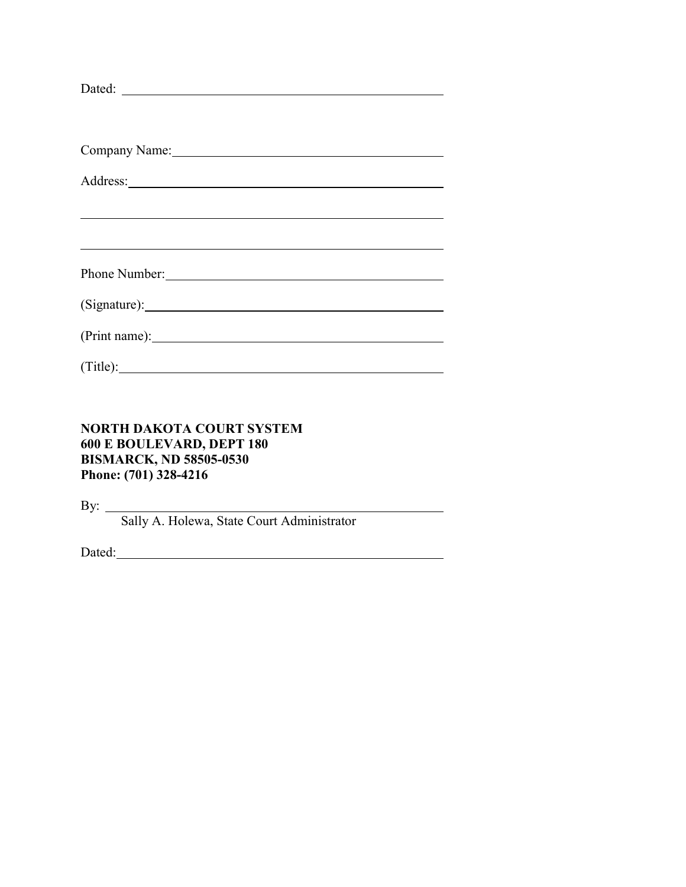Dated: ______________________________________________

Company Name: _______________________________________

Address: ____________________________________________

_____________________________________________________

_____________________________________________________

Phone Number: _______________________________________

(Signature): _________________________________________

(Print name): ________________________________________

(Title): _____________________________________________

**NORTH DAKOTA COURT SYSTEM**
**600 E BOULEVARD, DEPT 180**
**BISMARCK, ND 58505-0530**
**Phone: (701) 328-4216**

By: _________________________________________________
Sally A. Holewa, State Court Administrator

Dated: ______________________________________________